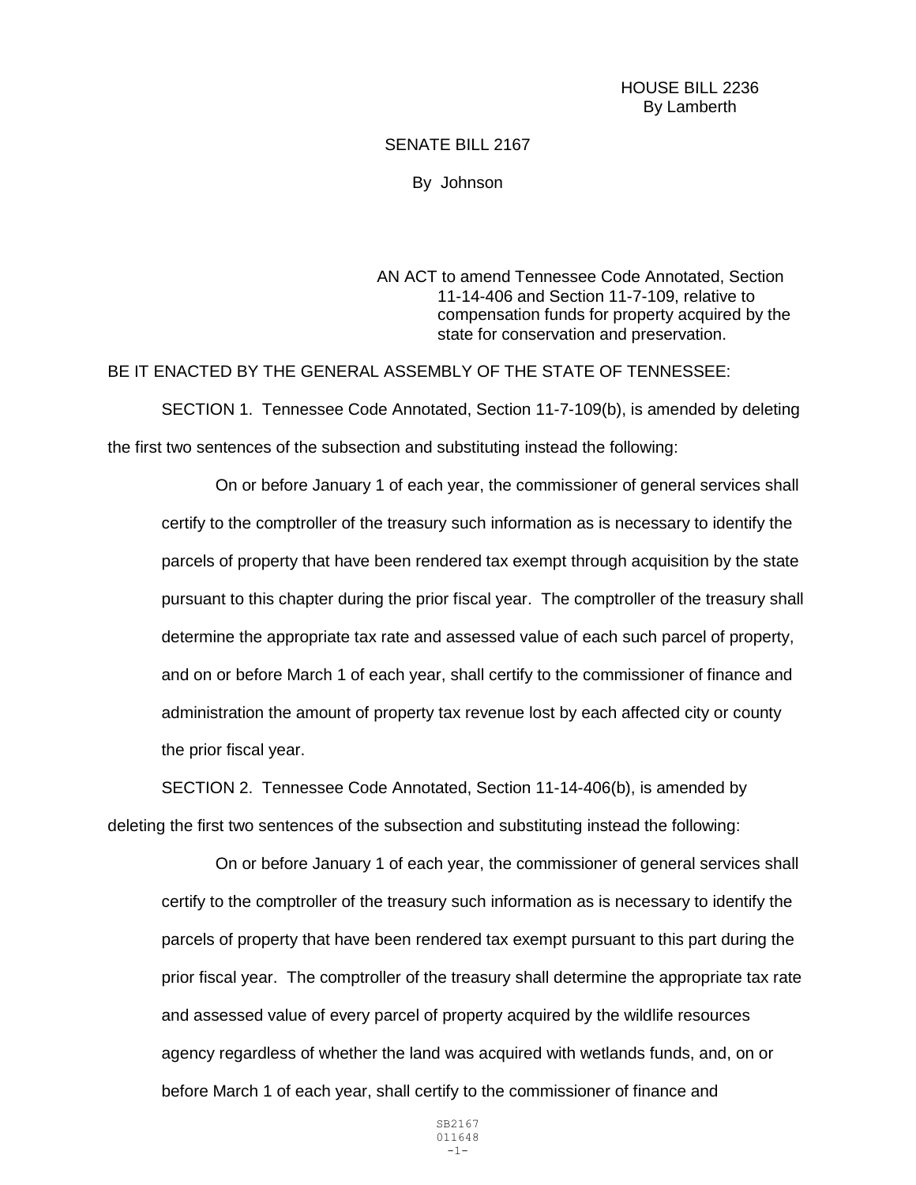HOUSE BILL 2236
By Lamberth

SENATE BILL 2167

By Johnson

AN ACT to amend Tennessee Code Annotated, Section 11-14-406 and Section 11-7-109, relative to compensation funds for property acquired by the state for conservation and preservation.

BE IT ENACTED BY THE GENERAL ASSEMBLY OF THE STATE OF TENNESSEE:

SECTION 1. Tennessee Code Annotated, Section 11-7-109(b), is amended by deleting the first two sentences of the subsection and substituting instead the following:

> On or before January 1 of each year, the commissioner of general services shall certify to the comptroller of the treasury such information as is necessary to identify the parcels of property that have been rendered tax exempt through acquisition by the state pursuant to this chapter during the prior fiscal year. The comptroller of the treasury shall determine the appropriate tax rate and assessed value of each such parcel of property, and on or before March 1 of each year, shall certify to the commissioner of finance and administration the amount of property tax revenue lost by each affected city or county the prior fiscal year.

SECTION 2. Tennessee Code Annotated, Section 11-14-406(b), is amended by deleting the first two sentences of the subsection and substituting instead the following:

> On or before January 1 of each year, the commissioner of general services shall certify to the comptroller of the treasury such information as is necessary to identify the parcels of property that have been rendered tax exempt pursuant to this part during the prior fiscal year. The comptroller of the treasury shall determine the appropriate tax rate and assessed value of every parcel of property acquired by the wildlife resources agency regardless of whether the land was acquired with wetlands funds, and, on or before March 1 of each year, shall certify to the commissioner of finance and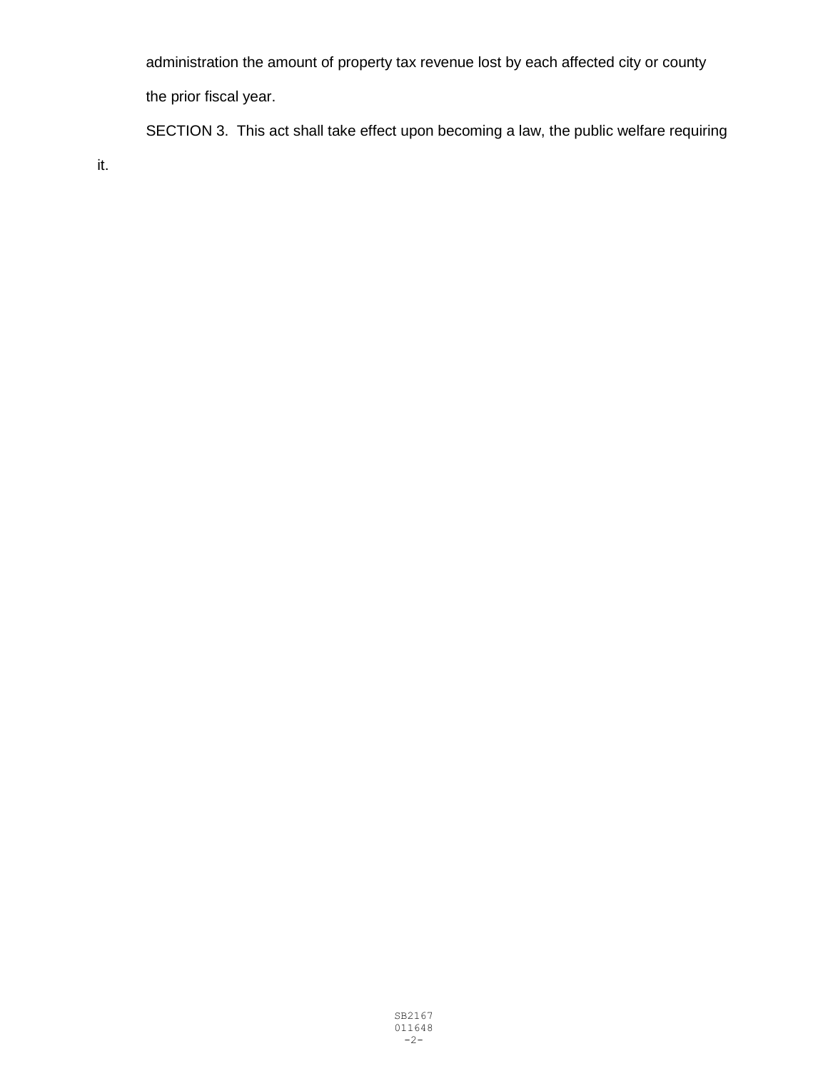administration the amount of property tax revenue lost by each affected city or county the prior fiscal year.

SECTION 3. This act shall take effect upon becoming a law, the public welfare requiring it.

SB2167
011648